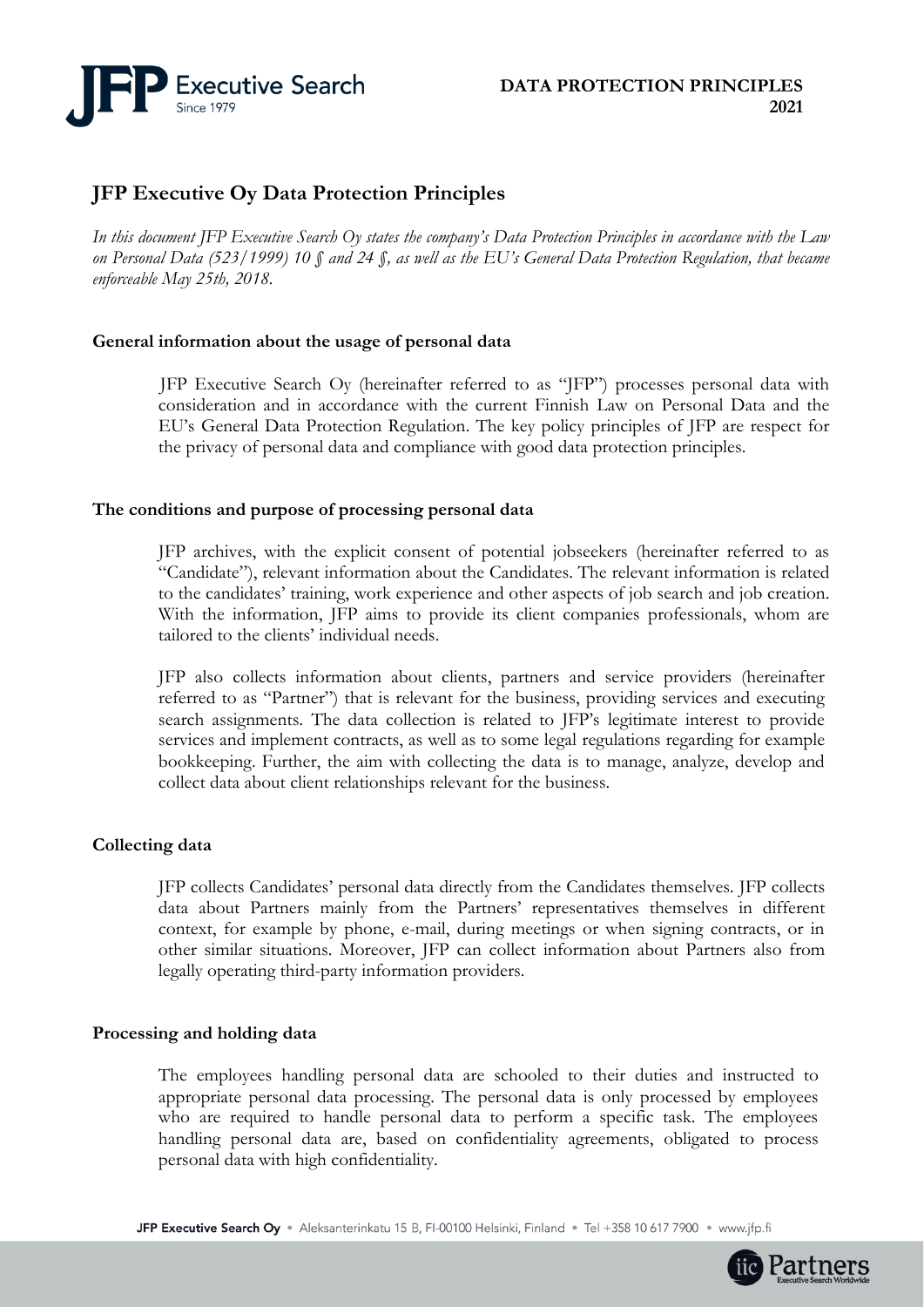# JFP Executive Oy Data Protection Principles

*In this document JFP Executive Search Oy states the company's Data Protection Principles in accordance with the Law on Personal Data (523/1999) 10 § and 24 §, as well as the EU's General Data Protection Regulation, that became enforceable May 25th, 2018.*

**General information about the usage of personal data**

JFP Executive Search Oy (hereinafter referred to as "JFP") processes personal data with consideration and in accordance with the current Finnish Law on Personal Data and the EU's General Data Protection Regulation. The key policy principles of JFP are respect for the privacy of personal data and compliance with good data protection principles.

**The conditions and purpose of processing personal data**

JFP archives, with the explicit consent of potential jobseekers (hereinafter referred to as "Candidate"), relevant information about the Candidates. The relevant information is related to the candidates' training, work experience and other aspects of job search and job creation. With the information, JFP aims to provide its client companies professionals, whom are tailored to the clients' individual needs.

JFP also collects information about clients, partners and service providers (hereinafter referred to as "Partner") that is relevant for the business, providing services and executing search assignments. The data collection is related to JFP's legitimate interest to provide services and implement contracts, as well as to some legal regulations regarding for example bookkeeping. Further, the aim with collecting the data is to manage, analyze, develop and collect data about client relationships relevant for the business.

**Collecting data**

JFP collects Candidates' personal data directly from the Candidates themselves. JFP collects data about Partners mainly from the Partners' representatives themselves in different context, for example by phone, e-mail, during meetings or when signing contracts, or in other similar situations. Moreover, JFP can collect information about Partners also from legally operating third-party information providers.

**Processing and holding data**

The employees handling personal data are schooled to their duties and instructed to appropriate personal data processing. The personal data is only processed by employees who are required to handle personal data to perform a specific task. The employees handling personal data are, based on confidentiality agreements, obligated to process personal data with high confidentiality.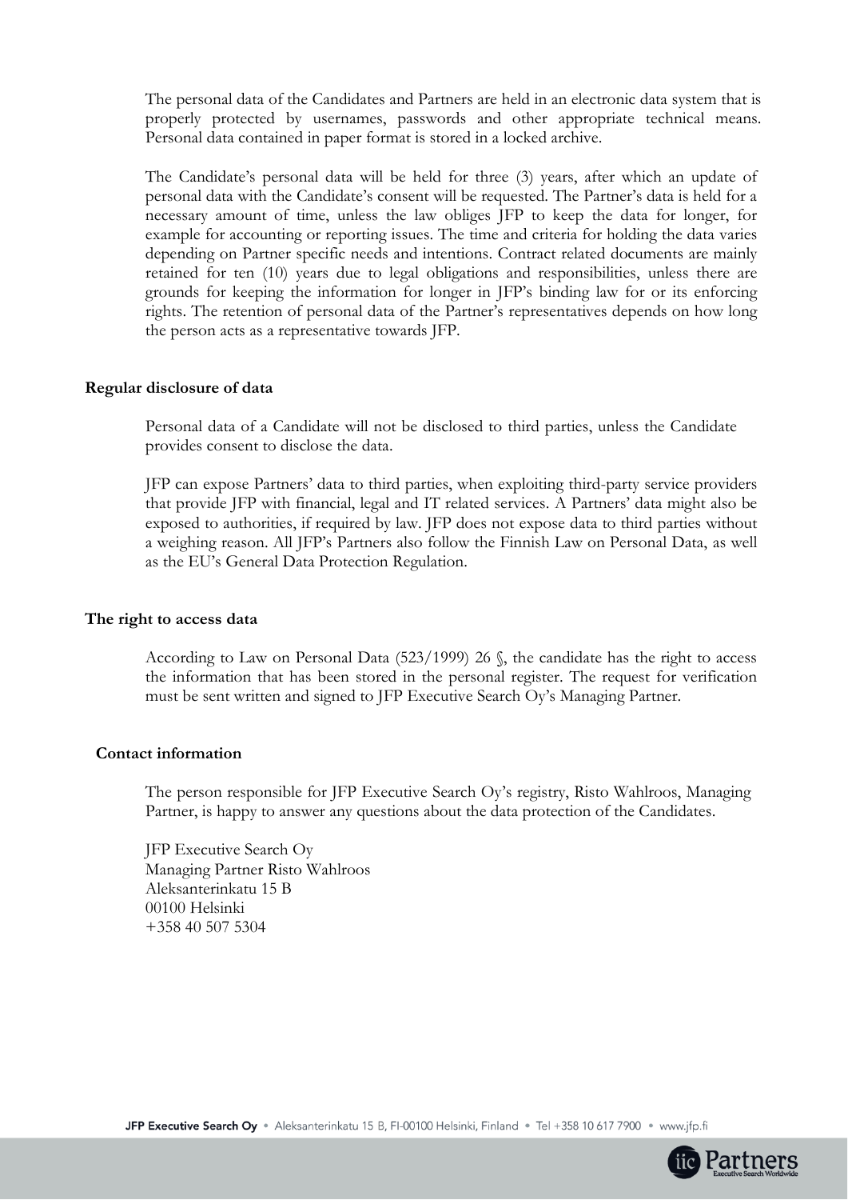The personal data of the Candidates and Partners are held in an electronic data system that is properly protected by usernames, passwords and other appropriate technical means. Personal data contained in paper format is stored in a locked archive.

The Candidate's personal data will be held for three (3) years, after which an update of personal data with the Candidate's consent will be requested. The Partner's data is held for a necessary amount of time, unless the law obliges JFP to keep the data for longer, for example for accounting or reporting issues. The time and criteria for holding the data varies depending on Partner specific needs and intentions. Contract related documents are mainly retained for ten (10) years due to legal obligations and responsibilities, unless there are grounds for keeping the information for longer in JFP's binding law for or its enforcing rights. The retention of personal data of the Partner's representatives depends on how long the person acts as a representative towards JFP.

**Regular disclosure of data**

Personal data of a Candidate will not be disclosed to third parties, unless the Candidate provides consent to disclose the data.

JFP can expose Partners' data to third parties, when exploiting third-party service providers that provide JFP with financial, legal and IT related services. A Partners' data might also be exposed to authorities, if required by law. JFP does not expose data to third parties without a weighing reason. All JFP's Partners also follow the Finnish Law on Personal Data, as well as the EU's General Data Protection Regulation.

**The right to access data**

According to Law on Personal Data (523/1999) 26 §, the candidate has the right to access the information that has been stored in the personal register. The request for verification must be sent written and signed to JFP Executive Search Oy's Managing Partner.

**Contact information**

The person responsible for JFP Executive Search Oy's registry, Risto Wahlroos, Managing Partner, is happy to answer any questions about the data protection of the Candidates.

JFP Executive Search Oy
Managing Partner Risto Wahlroos
Aleksanterinkatu 15 B
00100 Helsinki
+358 40 507 5304